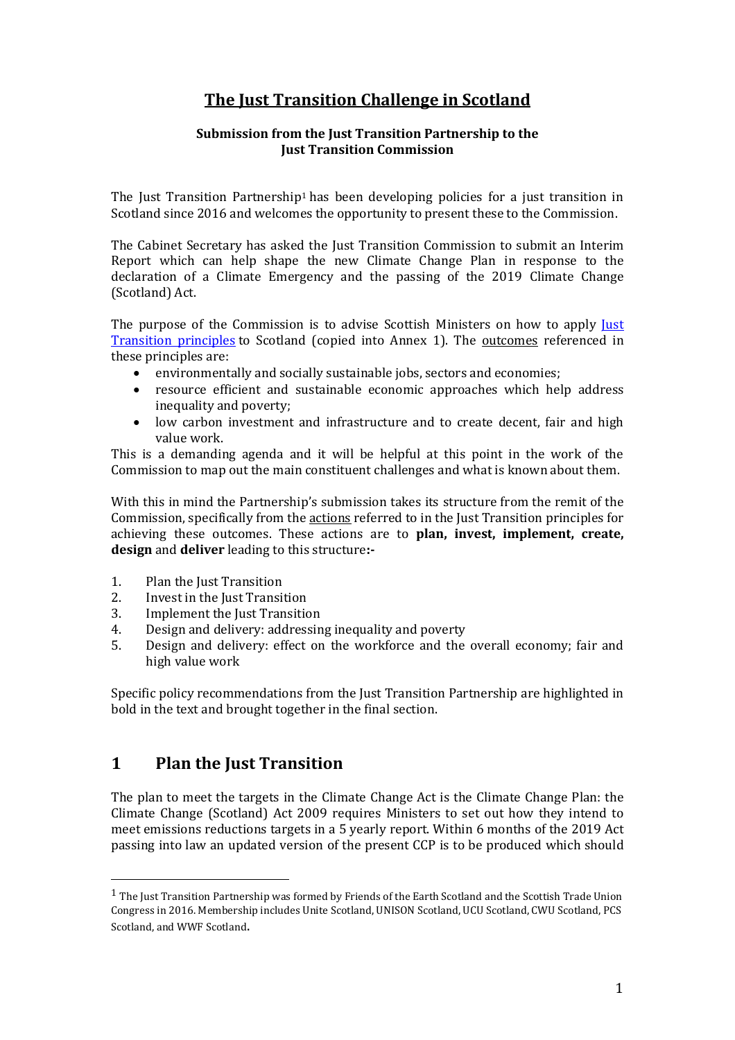# The Just Transition Challenge in Scotland

**Submission from the Just Transition Partnership to the Just Transition Commission**

The Just Transition Partnership[1] has been developing policies for a just transition in Scotland since 2016 and welcomes the opportunity to present these to the Commission.

The Cabinet Secretary has asked the Just Transition Commission to submit an Interim Report which can help shape the new Climate Change Plan in response to the declaration of a Climate Emergency and the passing of the 2019 Climate Change (Scotland) Act.

The purpose of the Commission is to advise Scottish Ministers on how to apply Just Transition principles to Scotland (copied into Annex 1). The outcomes referenced in these principles are:

- environmentally and socially sustainable jobs, sectors and economies;
- resource efficient and sustainable economic approaches which help address inequality and poverty;
- low carbon investment and infrastructure and to create decent, fair and high value work.

This is a demanding agenda and it will be helpful at this point in the work of the Commission to map out the main constituent challenges and what is known about them.

With this in mind the Partnership's submission takes its structure from the remit of the Commission, specifically from the actions referred to in the Just Transition principles for achieving these outcomes. These actions are to **plan, invest, implement, create, design** and **deliver** leading to this structure**:-**

1. Plan the Just Transition
2. Invest in the Just Transition
3. Implement the Just Transition
4. Design and delivery: addressing inequality and poverty
5. Design and delivery: effect on the workforce and the overall economy; fair and high value work

Specific policy recommendations from the Just Transition Partnership are highlighted in bold in the text and brought together in the final section.

## 1 Plan the Just Transition

The plan to meet the targets in the Climate Change Act is the Climate Change Plan: the Climate Change (Scotland) Act 2009 requires Ministers to set out how they intend to meet emissions reductions targets in a 5 yearly report. Within 6 months of the 2019 Act passing into law an updated version of the present CCP is to be produced which should

[1] The Just Transition Partnership was formed by Friends of the Earth Scotland and the Scottish Trade Union Congress in 2016. Membership includes Unite Scotland, UNISON Scotland, UCU Scotland, CWU Scotland, PCS Scotland, and WWF Scotland.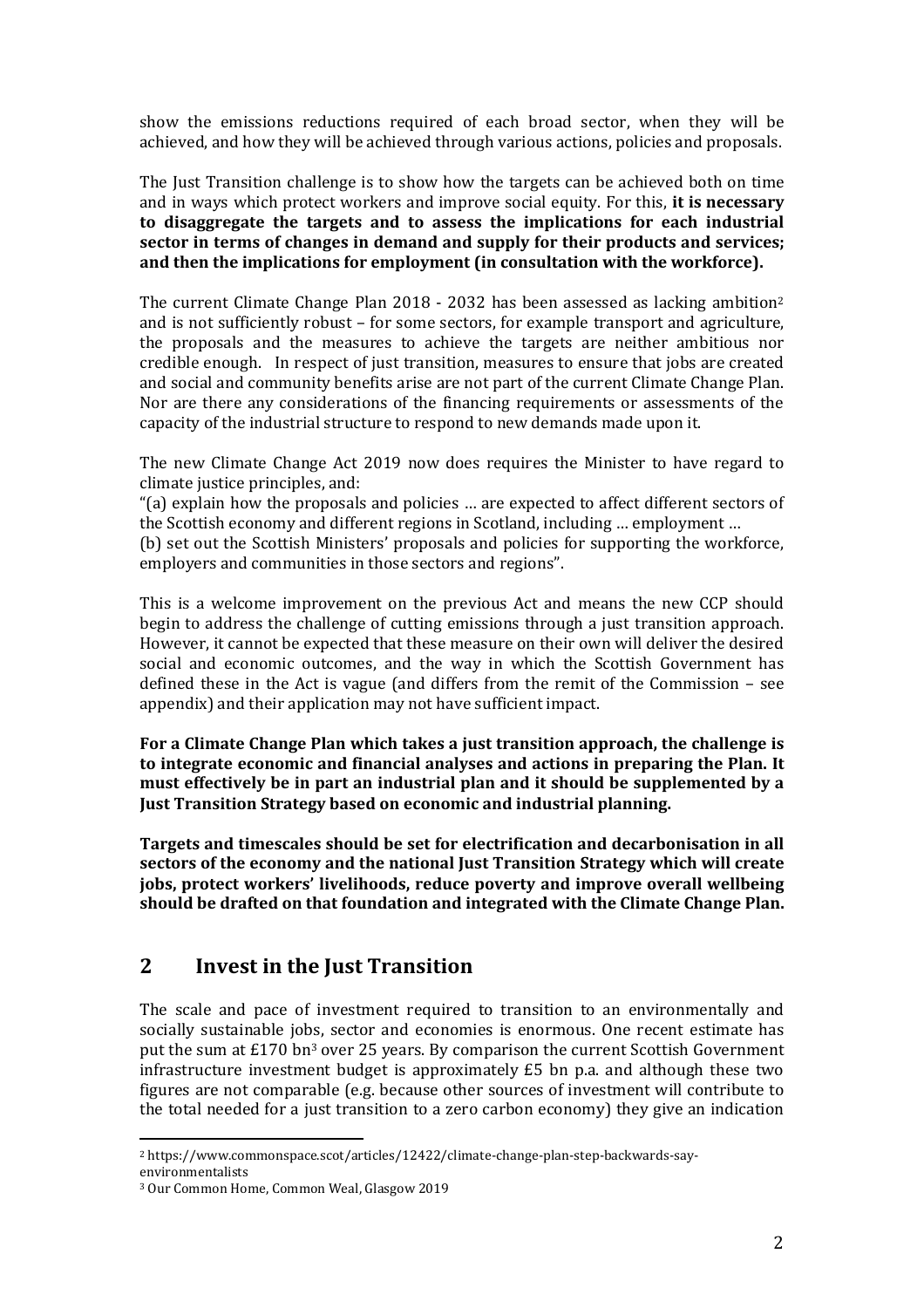show the emissions reductions required of each broad sector, when they will be achieved, and how they will be achieved through various actions, policies and proposals.

The Just Transition challenge is to show how the targets can be achieved both on time and in ways which protect workers and improve social equity. For this, **it is necessary to disaggregate the targets and to assess the implications for each industrial sector in terms of changes in demand and supply for their products and services; and then the implications for employment (in consultation with the workforce).**

The current Climate Change Plan 2018 - 2032 has been assessed as lacking ambition[2] and is not sufficiently robust – for some sectors, for example transport and agriculture, the proposals and the measures to achieve the targets are neither ambitious nor credible enough. In respect of just transition, measures to ensure that jobs are created and social and community benefits arise are not part of the current Climate Change Plan. Nor are there any considerations of the financing requirements or assessments of the capacity of the industrial structure to respond to new demands made upon it.

The new Climate Change Act 2019 now does requires the Minister to have regard to climate justice principles, and:

"(a) explain how the proposals and policies … are expected to affect different sectors of the Scottish economy and different regions in Scotland, including … employment …

(b) set out the Scottish Ministers' proposals and policies for supporting the workforce, employers and communities in those sectors and regions".

This is a welcome improvement on the previous Act and means the new CCP should begin to address the challenge of cutting emissions through a just transition approach. However, it cannot be expected that these measure on their own will deliver the desired social and economic outcomes, and the way in which the Scottish Government has defined these in the Act is vague (and differs from the remit of the Commission – see appendix) and their application may not have sufficient impact.

**For a Climate Change Plan which takes a just transition approach, the challenge is to integrate economic and financial analyses and actions in preparing the Plan. It must effectively be in part an industrial plan and it should be supplemented by a Just Transition Strategy based on economic and industrial planning.**

**Targets and timescales should be set for electrification and decarbonisation in all sectors of the economy and the national Just Transition Strategy which will create jobs, protect workers' livelihoods, reduce poverty and improve overall wellbeing should be drafted on that foundation and integrated with the Climate Change Plan.**

## 2 Invest in the Just Transition

The scale and pace of investment required to transition to an environmentally and socially sustainable jobs, sector and economies is enormous. One recent estimate has put the sum at £170 bn[3] over 25 years. By comparison the current Scottish Government infrastructure investment budget is approximately £5 bn p.a. and although these two figures are not comparable (e.g. because other sources of investment will contribute to the total needed for a just transition to a zero carbon economy) they give an indication

---

[2] https://www.commonspace.scot/articles/12422/climate-change-plan-step-backwards-say-environmentalists

[3] Our Common Home, Common Weal, Glasgow 2019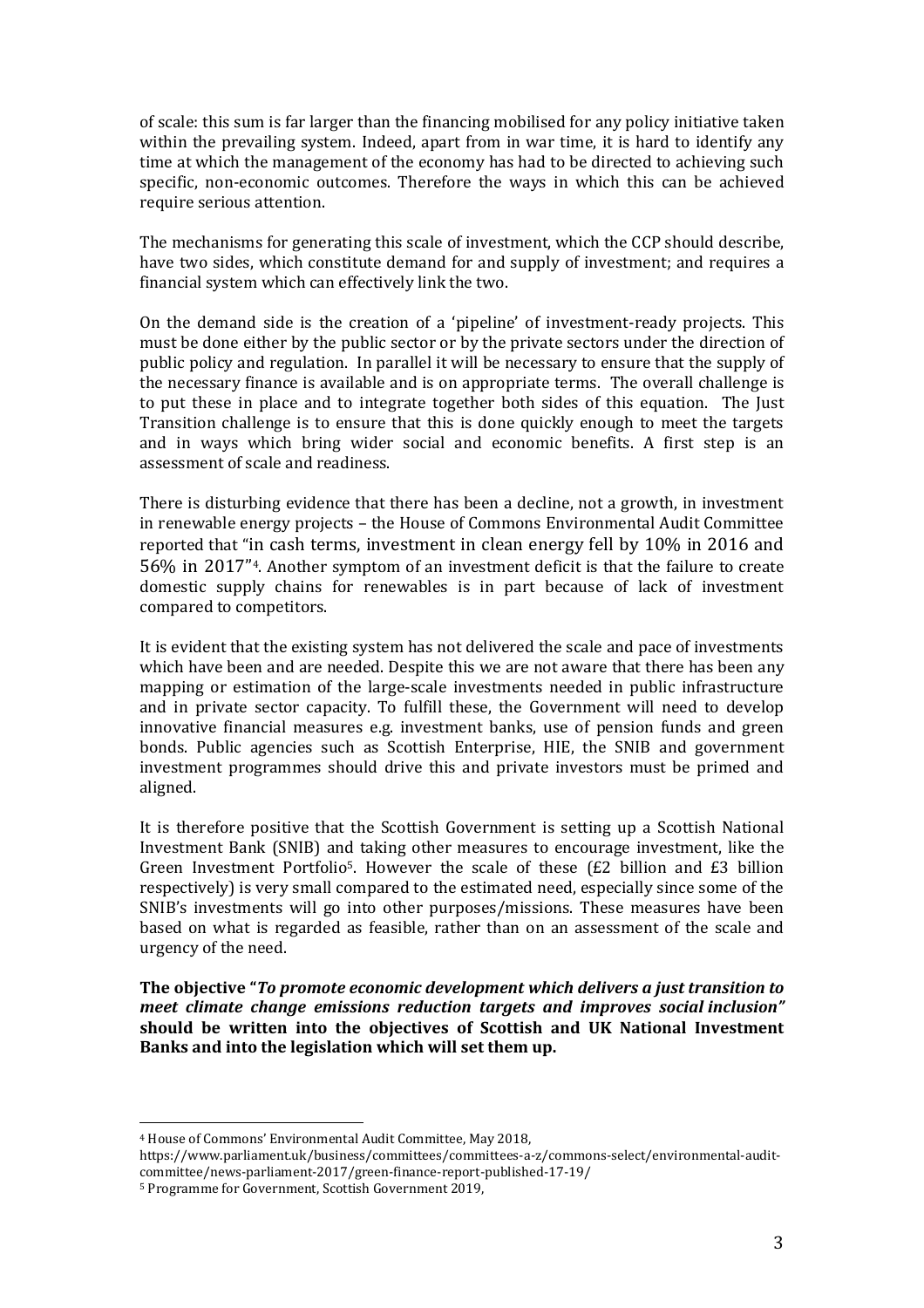of scale: this sum is far larger than the financing mobilised for any policy initiative taken within the prevailing system. Indeed, apart from in war time, it is hard to identify any time at which the management of the economy has had to be directed to achieving such specific, non-economic outcomes. Therefore the ways in which this can be achieved require serious attention.

The mechanisms for generating this scale of investment, which the CCP should describe, have two sides, which constitute demand for and supply of investment; and requires a financial system which can effectively link the two.

On the demand side is the creation of a 'pipeline' of investment-ready projects. This must be done either by the public sector or by the private sectors under the direction of public policy and regulation. In parallel it will be necessary to ensure that the supply of the necessary finance is available and is on appropriate terms. The overall challenge is to put these in place and to integrate together both sides of this equation. The Just Transition challenge is to ensure that this is done quickly enough to meet the targets and in ways which bring wider social and economic benefits. A first step is an assessment of scale and readiness.

There is disturbing evidence that there has been a decline, not a growth, in investment in renewable energy projects – the House of Commons Environmental Audit Committee reported that "in cash terms, investment in clean energy fell by 10% in 2016 and 56% in 2017"[4]. Another symptom of an investment deficit is that the failure to create domestic supply chains for renewables is in part because of lack of investment compared to competitors.

It is evident that the existing system has not delivered the scale and pace of investments which have been and are needed. Despite this we are not aware that there has been any mapping or estimation of the large-scale investments needed in public infrastructure and in private sector capacity. To fulfill these, the Government will need to develop innovative financial measures e.g. investment banks, use of pension funds and green bonds. Public agencies such as Scottish Enterprise, HIE, the SNIB and government investment programmes should drive this and private investors must be primed and aligned.

It is therefore positive that the Scottish Government is setting up a Scottish National Investment Bank (SNIB) and taking other measures to encourage investment, like the Green Investment Portfolio[5]. However the scale of these (£2 billion and £3 billion respectively) is very small compared to the estimated need, especially since some of the SNIB's investments will go into other purposes/missions. These measures have been based on what is regarded as feasible, rather than on an assessment of the scale and urgency of the need.

**The objective "*To promote economic development which delivers a just transition to meet climate change emissions reduction targets and improves social inclusion"* should be written into the objectives of Scottish and UK National Investment Banks and into the legislation which will set them up.**

---

[4] House of Commons' Environmental Audit Committee, May 2018, https://www.parliament.uk/business/committees/committees-a-z/commons-select/environmental-audit-committee/news-parliament-2017/green-finance-report-published-17-19/

[5] Programme for Government, Scottish Government 2019,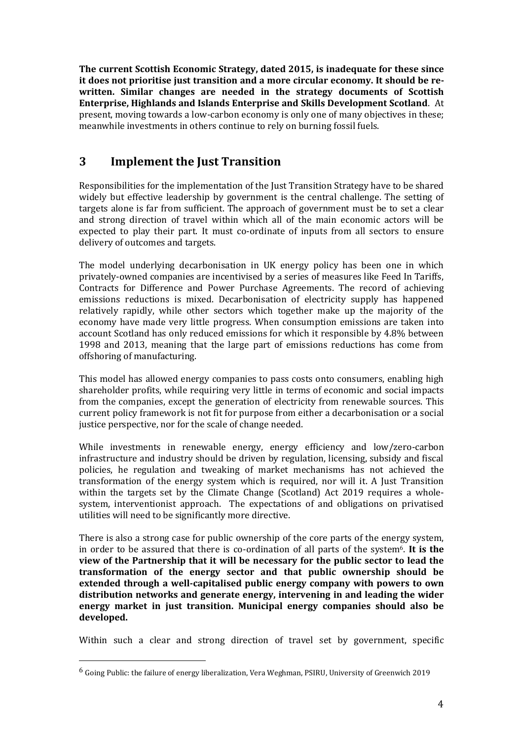**The current Scottish Economic Strategy, dated 2015, is inadequate for these since it does not prioritise just transition and a more circular economy. It should be re-written. Similar changes are needed in the strategy documents of Scottish Enterprise, Highlands and Islands Enterprise and Skills Development Scotland**. At present, moving towards a low-carbon economy is only one of many objectives in these; meanwhile investments in others continue to rely on burning fossil fuels.

## 3 Implement the Just Transition

Responsibilities for the implementation of the Just Transition Strategy have to be shared widely but effective leadership by government is the central challenge. The setting of targets alone is far from sufficient. The approach of government must be to set a clear and strong direction of travel within which all of the main economic actors will be expected to play their part. It must co-ordinate of inputs from all sectors to ensure delivery of outcomes and targets.

The model underlying decarbonisation in UK energy policy has been one in which privately-owned companies are incentivised by a series of measures like Feed In Tariffs, Contracts for Difference and Power Purchase Agreements. The record of achieving emissions reductions is mixed. Decarbonisation of electricity supply has happened relatively rapidly, while other sectors which together make up the majority of the economy have made very little progress. When consumption emissions are taken into account Scotland has only reduced emissions for which it responsible by 4.8% between 1998 and 2013, meaning that the large part of emissions reductions has come from offshoring of manufacturing.

This model has allowed energy companies to pass costs onto consumers, enabling high shareholder profits, while requiring very little in terms of economic and social impacts from the companies, except the generation of electricity from renewable sources. This current policy framework is not fit for purpose from either a decarbonisation or a social justice perspective, nor for the scale of change needed.

While investments in renewable energy, energy efficiency and low/zero-carbon infrastructure and industry should be driven by regulation, licensing, subsidy and fiscal policies, he regulation and tweaking of market mechanisms has not achieved the transformation of the energy system which is required, nor will it. A Just Transition within the targets set by the Climate Change (Scotland) Act 2019 requires a whole-system, interventionist approach. The expectations of and obligations on privatised utilities will need to be significantly more directive.

There is also a strong case for public ownership of the core parts of the energy system, in order to be assured that there is co-ordination of all parts of the system[6]. **It is the view of the Partnership that it will be necessary for the public sector to lead the transformation of the energy sector and that public ownership should be extended through a well-capitalised public energy company with powers to own distribution networks and generate energy, intervening in and leading the wider energy market in just transition. Municipal energy companies should also be developed.**

Within such a clear and strong direction of travel set by government, specific

[6] Going Public: the failure of energy liberalization, Vera Weghman, PSIRU, University of Greenwich 2019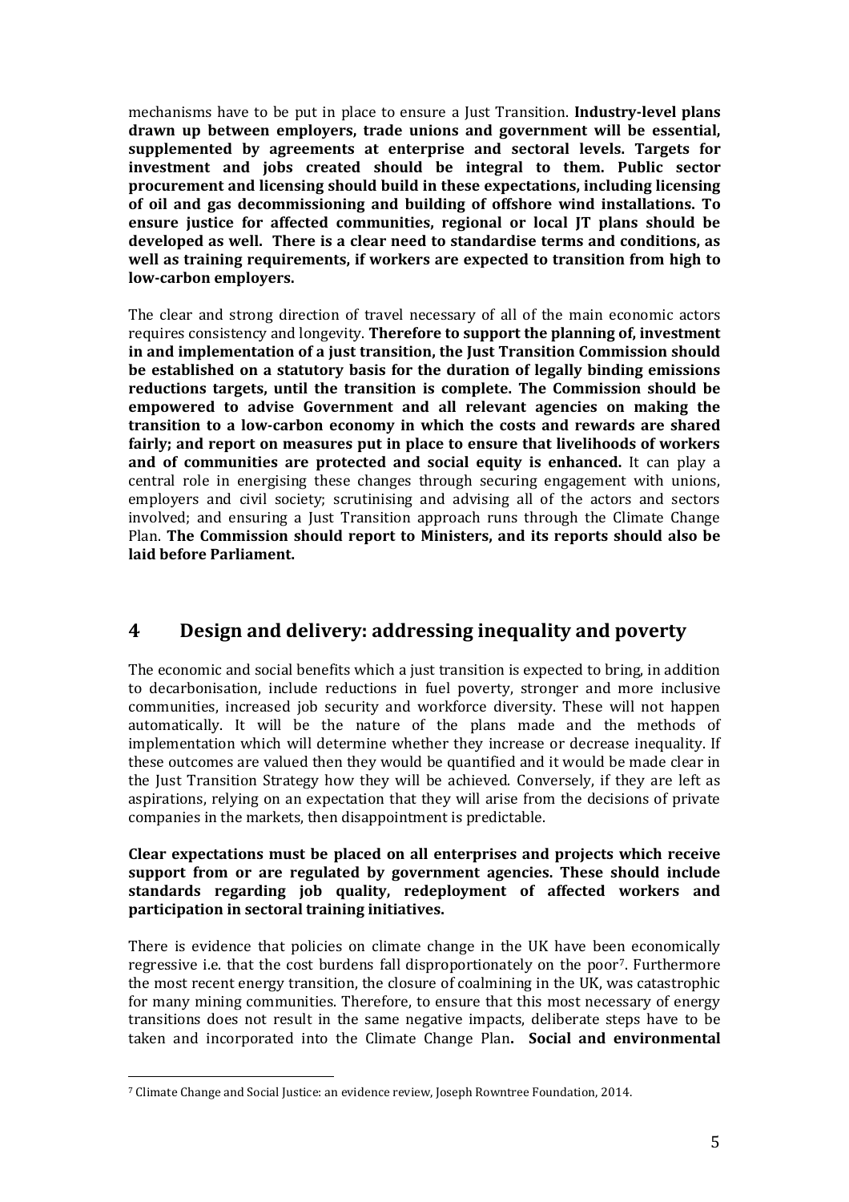mechanisms have to be put in place to ensure a Just Transition. **Industry-level plans drawn up between employers, trade unions and government will be essential, supplemented by agreements at enterprise and sectoral levels. Targets for investment and jobs created should be integral to them. Public sector procurement and licensing should build in these expectations, including licensing of oil and gas decommissioning and building of offshore wind installations. To ensure justice for affected communities, regional or local JT plans should be developed as well. There is a clear need to standardise terms and conditions, as well as training requirements, if workers are expected to transition from high to low-carbon employers.**

The clear and strong direction of travel necessary of all of the main economic actors requires consistency and longevity. **Therefore to support the planning of, investment in and implementation of a just transition, the Just Transition Commission should be established on a statutory basis for the duration of legally binding emissions reductions targets, until the transition is complete. The Commission should be empowered to advise Government and all relevant agencies on making the transition to a low-carbon economy in which the costs and rewards are shared fairly; and report on measures put in place to ensure that livelihoods of workers and of communities are protected and social equity is enhanced.** It can play a central role in energising these changes through securing engagement with unions, employers and civil society; scrutinising and advising all of the actors and sectors involved; and ensuring a Just Transition approach runs through the Climate Change Plan. **The Commission should report to Ministers, and its reports should also be laid before Parliament.**

## 4 Design and delivery: addressing inequality and poverty

The economic and social benefits which a just transition is expected to bring, in addition to decarbonisation, include reductions in fuel poverty, stronger and more inclusive communities, increased job security and workforce diversity. These will not happen automatically. It will be the nature of the plans made and the methods of implementation which will determine whether they increase or decrease inequality. If these outcomes are valued then they would be quantified and it would be made clear in the Just Transition Strategy how they will be achieved. Conversely, if they are left as aspirations, relying on an expectation that they will arise from the decisions of private companies in the markets, then disappointment is predictable.

**Clear expectations must be placed on all enterprises and projects which receive support from or are regulated by government agencies. These should include standards regarding job quality, redeployment of affected workers and participation in sectoral training initiatives.**

There is evidence that policies on climate change in the UK have been economically regressive i.e. that the cost burdens fall disproportionately on the poor[7]. Furthermore the most recent energy transition, the closure of coalmining in the UK, was catastrophic for many mining communities. Therefore, to ensure that this most necessary of energy transitions does not result in the same negative impacts, deliberate steps have to be taken and incorporated into the Climate Change Plan**. Social and environmental**

[7] Climate Change and Social Justice: an evidence review, Joseph Rowntree Foundation, 2014.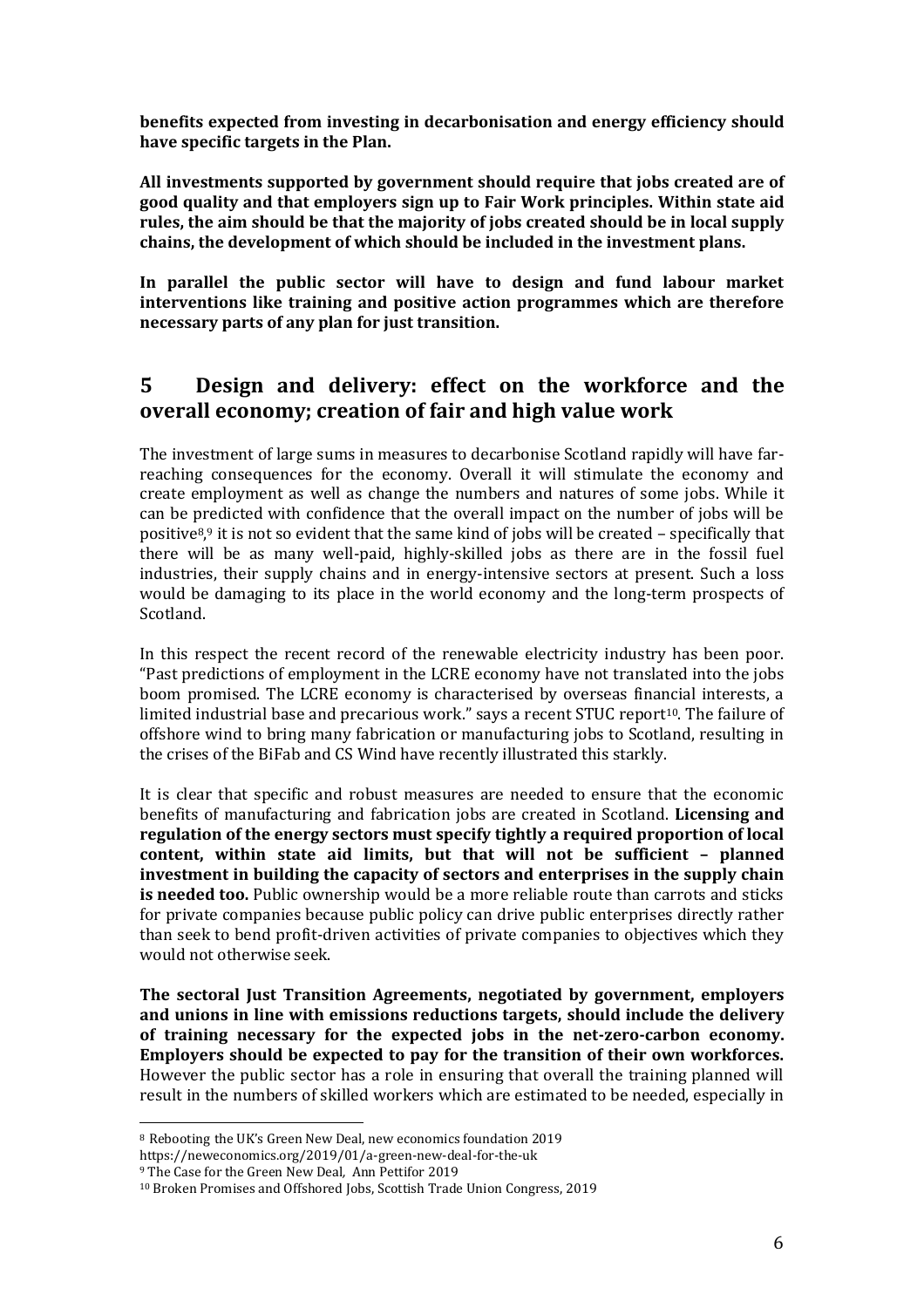**benefits expected from investing in decarbonisation and energy efficiency should have specific targets in the Plan.**

**All investments supported by government should require that jobs created are of good quality and that employers sign up to Fair Work principles. Within state aid rules, the aim should be that the majority of jobs created should be in local supply chains, the development of which should be included in the investment plans.**

**In parallel the public sector will have to design and fund labour market interventions like training and positive action programmes which are therefore necessary parts of any plan for just transition.**

## 5 Design and delivery: effect on the workforce and the overall economy; creation of fair and high value work

The investment of large sums in measures to decarbonise Scotland rapidly will have far-reaching consequences for the economy. Overall it will stimulate the economy and create employment as well as change the numbers and natures of some jobs. While it can be predicted with confidence that the overall impact on the number of jobs will be positive[8,9] it is not so evident that the same kind of jobs will be created – specifically that there will be as many well-paid, highly-skilled jobs as there are in the fossil fuel industries, their supply chains and in energy-intensive sectors at present. Such a loss would be damaging to its place in the world economy and the long-term prospects of Scotland.

In this respect the recent record of the renewable electricity industry has been poor. "Past predictions of employment in the LCRE economy have not translated into the jobs boom promised. The LCRE economy is characterised by overseas financial interests, a limited industrial base and precarious work." says a recent STUC report[10]. The failure of offshore wind to bring many fabrication or manufacturing jobs to Scotland, resulting in the crises of the BiFab and CS Wind have recently illustrated this starkly.

It is clear that specific and robust measures are needed to ensure that the economic benefits of manufacturing and fabrication jobs are created in Scotland. **Licensing and regulation of the energy sectors must specify tightly a required proportion of local content, within state aid limits, but that will not be sufficient – planned investment in building the capacity of sectors and enterprises in the supply chain is needed too.** Public ownership would be a more reliable route than carrots and sticks for private companies because public policy can drive public enterprises directly rather than seek to bend profit-driven activities of private companies to objectives which they would not otherwise seek.

**The sectoral Just Transition Agreements, negotiated by government, employers and unions in line with emissions reductions targets, should include the delivery of training necessary for the expected jobs in the net-zero-carbon economy. Employers should be expected to pay for the transition of their own workforces.** However the public sector has a role in ensuring that overall the training planned will result in the numbers of skilled workers which are estimated to be needed, especially in

---

[8] Rebooting the UK's Green New Deal, new economics foundation 2019 https://neweconomics.org/2019/01/a-green-new-deal-for-the-uk

[9] The Case for the Green New Deal, Ann Pettifor 2019

[10] Broken Promises and Offshored Jobs, Scottish Trade Union Congress, 2019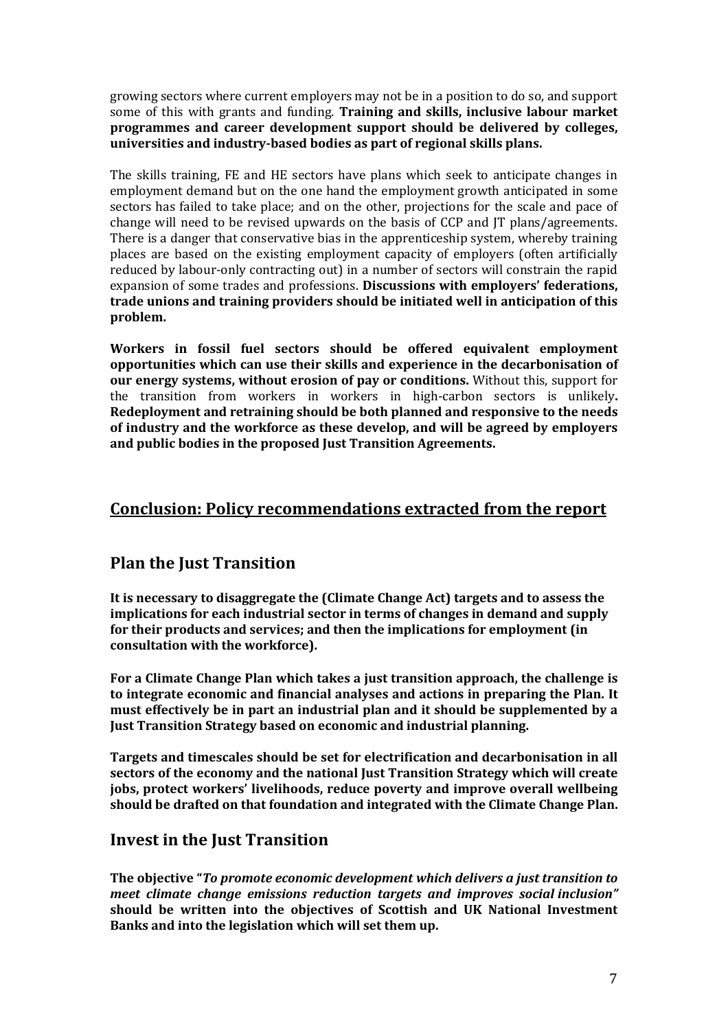growing sectors where current employers may not be in a position to do so, and support some of this with grants and funding. **Training and skills, inclusive labour market programmes and career development support should be delivered by colleges, universities and industry-based bodies as part of regional skills plans.**

The skills training, FE and HE sectors have plans which seek to anticipate changes in employment demand but on the one hand the employment growth anticipated in some sectors has failed to take place; and on the other, projections for the scale and pace of change will need to be revised upwards on the basis of CCP and JT plans/agreements. There is a danger that conservative bias in the apprenticeship system, whereby training places are based on the existing employment capacity of employers (often artificially reduced by labour-only contracting out) in a number of sectors will constrain the rapid expansion of some trades and professions. **Discussions with employers' federations, trade unions and training providers should be initiated well in anticipation of this problem.**

**Workers in fossil fuel sectors should be offered equivalent employment opportunities which can use their skills and experience in the decarbonisation of our energy systems, without erosion of pay or conditions.** Without this, support for the transition from workers in workers in high-carbon sectors is unlikely**. Redeployment and retraining should be both planned and responsive to the needs of industry and the workforce as these develop, and will be agreed by employers and public bodies in the proposed Just Transition Agreements.**

## Conclusion: Policy recommendations extracted from the report

### Plan the Just Transition

**It is necessary to disaggregate the (Climate Change Act) targets and to assess the implications for each industrial sector in terms of changes in demand and supply for their products and services; and then the implications for employment (in consultation with the workforce).**

**For a Climate Change Plan which takes a just transition approach, the challenge is to integrate economic and financial analyses and actions in preparing the Plan. It must effectively be in part an industrial plan and it should be supplemented by a Just Transition Strategy based on economic and industrial planning.**

**Targets and timescales should be set for electrification and decarbonisation in all sectors of the economy and the national Just Transition Strategy which will create jobs, protect workers' livelihoods, reduce poverty and improve overall wellbeing should be drafted on that foundation and integrated with the Climate Change Plan.**

### Invest in the Just Transition

**The objective "*To promote economic development which delivers a just transition to meet climate change emissions reduction targets and improves social inclusion"* should be written into the objectives of Scottish and UK National Investment Banks and into the legislation which will set them up.**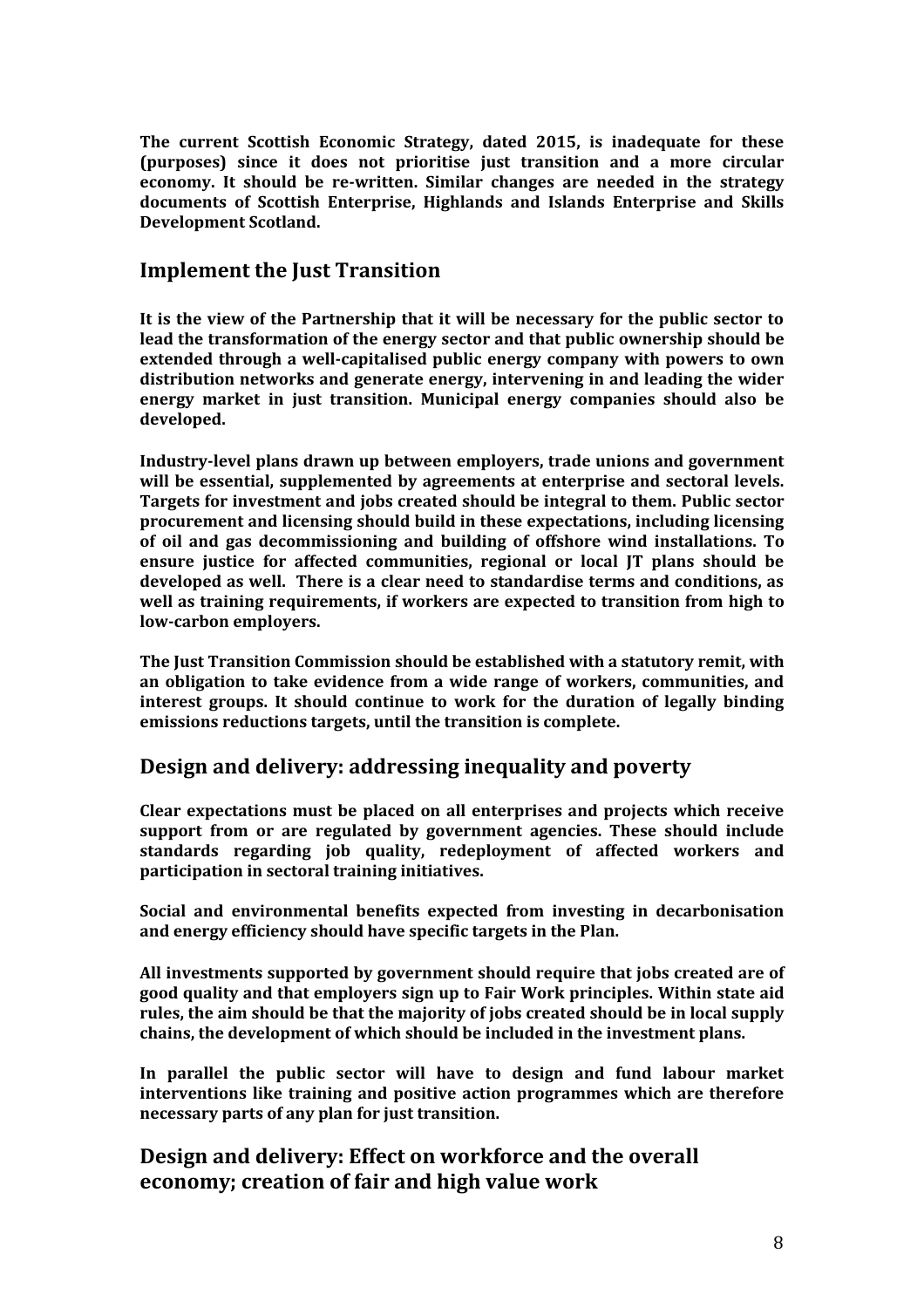**The current Scottish Economic Strategy, dated 2015, is inadequate for these (purposes) since it does not prioritise just transition and a more circular economy. It should be re-written. Similar changes are needed in the strategy documents of Scottish Enterprise, Highlands and Islands Enterprise and Skills Development Scotland.**

## Implement the Just Transition

**It is the view of the Partnership that it will be necessary for the public sector to lead the transformation of the energy sector and that public ownership should be extended through a well-capitalised public energy company with powers to own distribution networks and generate energy, intervening in and leading the wider energy market in just transition. Municipal energy companies should also be developed.**

**Industry-level plans drawn up between employers, trade unions and government will be essential, supplemented by agreements at enterprise and sectoral levels. Targets for investment and jobs created should be integral to them. Public sector procurement and licensing should build in these expectations, including licensing of oil and gas decommissioning and building of offshore wind installations. To ensure justice for affected communities, regional or local JT plans should be developed as well. There is a clear need to standardise terms and conditions, as well as training requirements, if workers are expected to transition from high to low-carbon employers.**

**The Just Transition Commission should be established with a statutory remit, with an obligation to take evidence from a wide range of workers, communities, and interest groups. It should continue to work for the duration of legally binding emissions reductions targets, until the transition is complete.**

## Design and delivery: addressing inequality and poverty

**Clear expectations must be placed on all enterprises and projects which receive support from or are regulated by government agencies. These should include standards regarding job quality, redeployment of affected workers and participation in sectoral training initiatives.**

**Social and environmental benefits expected from investing in decarbonisation and energy efficiency should have specific targets in the Plan.**

**All investments supported by government should require that jobs created are of good quality and that employers sign up to Fair Work principles. Within state aid rules, the aim should be that the majority of jobs created should be in local supply chains, the development of which should be included in the investment plans.**

**In parallel the public sector will have to design and fund labour market interventions like training and positive action programmes which are therefore necessary parts of any plan for just transition.**

## Design and delivery: Effect on workforce and the overall economy; creation of fair and high value work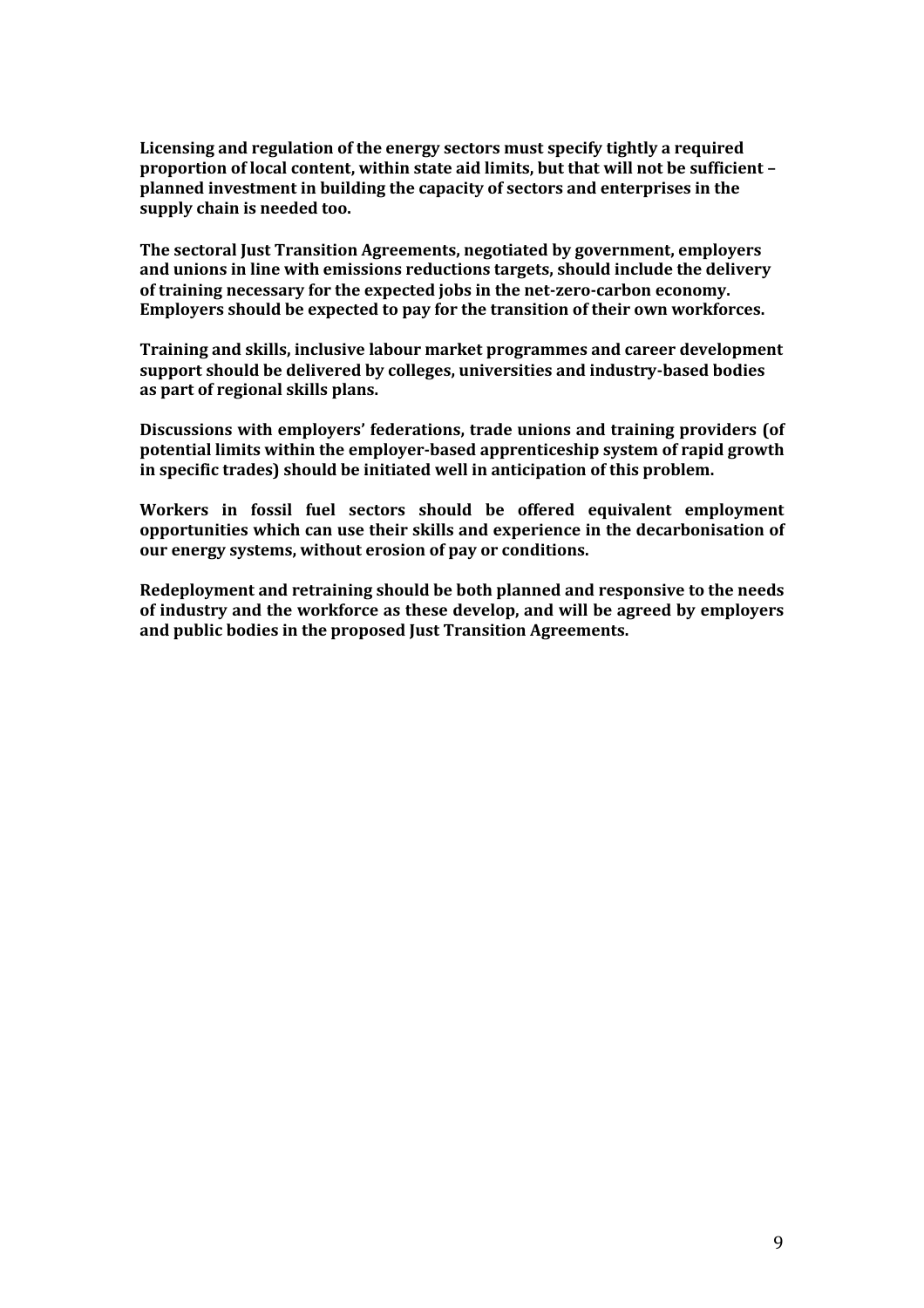**Licensing and regulation of the energy sectors must specify tightly a required proportion of local content, within state aid limits, but that will not be sufficient – planned investment in building the capacity of sectors and enterprises in the supply chain is needed too.**

**The sectoral Just Transition Agreements, negotiated by government, employers and unions in line with emissions reductions targets, should include the delivery of training necessary for the expected jobs in the net-zero-carbon economy. Employers should be expected to pay for the transition of their own workforces.**

**Training and skills, inclusive labour market programmes and career development support should be delivered by colleges, universities and industry-based bodies as part of regional skills plans.**

**Discussions with employers' federations, trade unions and training providers (of potential limits within the employer-based apprenticeship system of rapid growth in specific trades) should be initiated well in anticipation of this problem.**

**Workers in fossil fuel sectors should be offered equivalent employment opportunities which can use their skills and experience in the decarbonisation of our energy systems, without erosion of pay or conditions.**

**Redeployment and retraining should be both planned and responsive to the needs of industry and the workforce as these develop, and will be agreed by employers and public bodies in the proposed Just Transition Agreements.**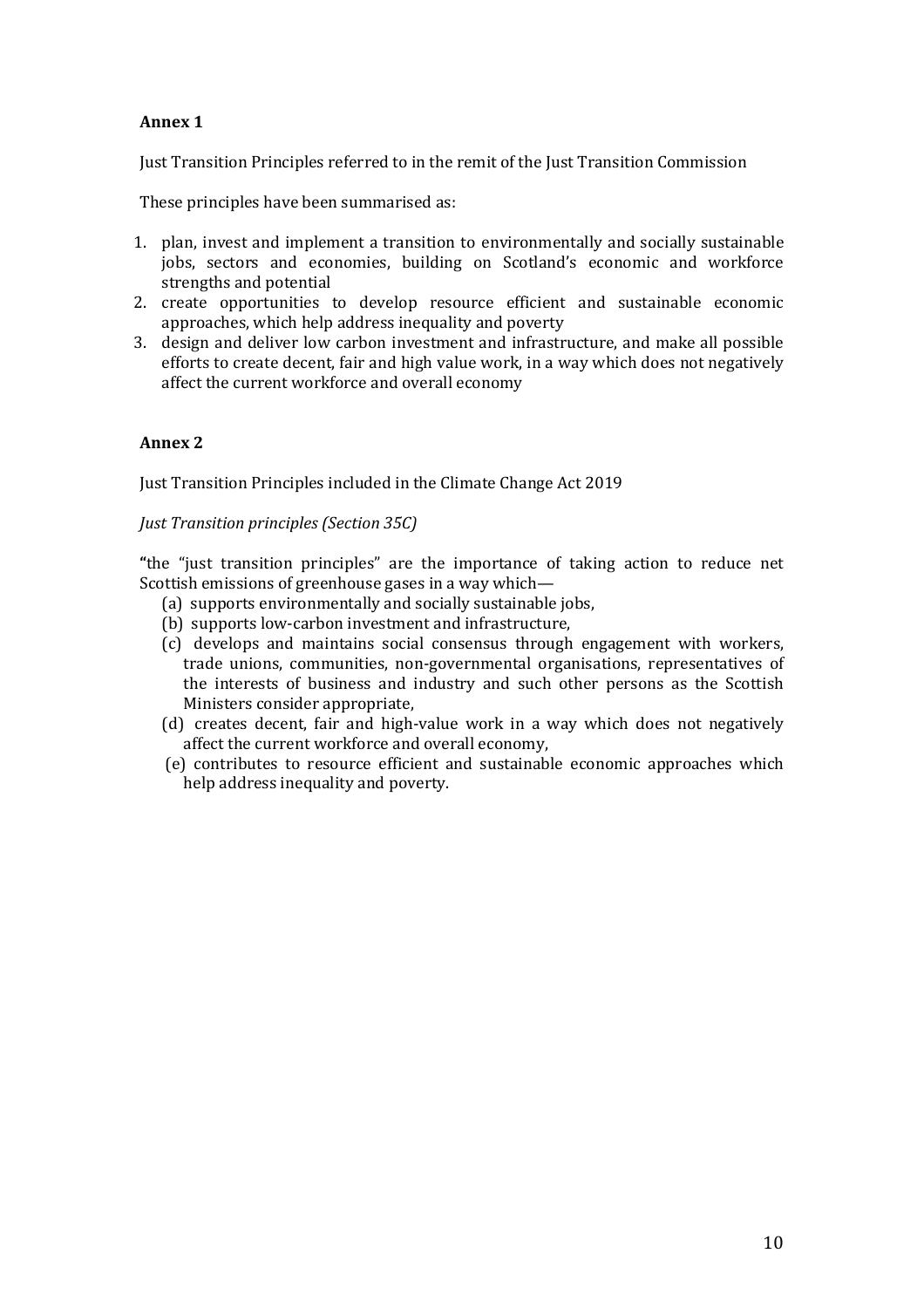**Annex 1**

Just Transition Principles referred to in the remit of the Just Transition Commission

These principles have been summarised as:

1. plan, invest and implement a transition to environmentally and socially sustainable jobs, sectors and economies, building on Scotland's economic and workforce strengths and potential
2. create opportunities to develop resource efficient and sustainable economic approaches, which help address inequality and poverty
3. design and deliver low carbon investment and infrastructure, and make all possible efforts to create decent, fair and high value work, in a way which does not negatively affect the current workforce and overall economy

**Annex 2**

Just Transition Principles included in the Climate Change Act 2019

*Just Transition principles (Section 35C)*

**"**the "just transition principles" are the importance of taking action to reduce net Scottish emissions of greenhouse gases in a way which—

(a) supports environmentally and socially sustainable jobs,
(b) supports low-carbon investment and infrastructure,
(c) develops and maintains social consensus through engagement with workers, trade unions, communities, non-governmental organisations, representatives of the interests of business and industry and such other persons as the Scottish Ministers consider appropriate,
(d) creates decent, fair and high-value work in a way which does not negatively affect the current workforce and overall economy,
(e) contributes to resource efficient and sustainable economic approaches which help address inequality and poverty.